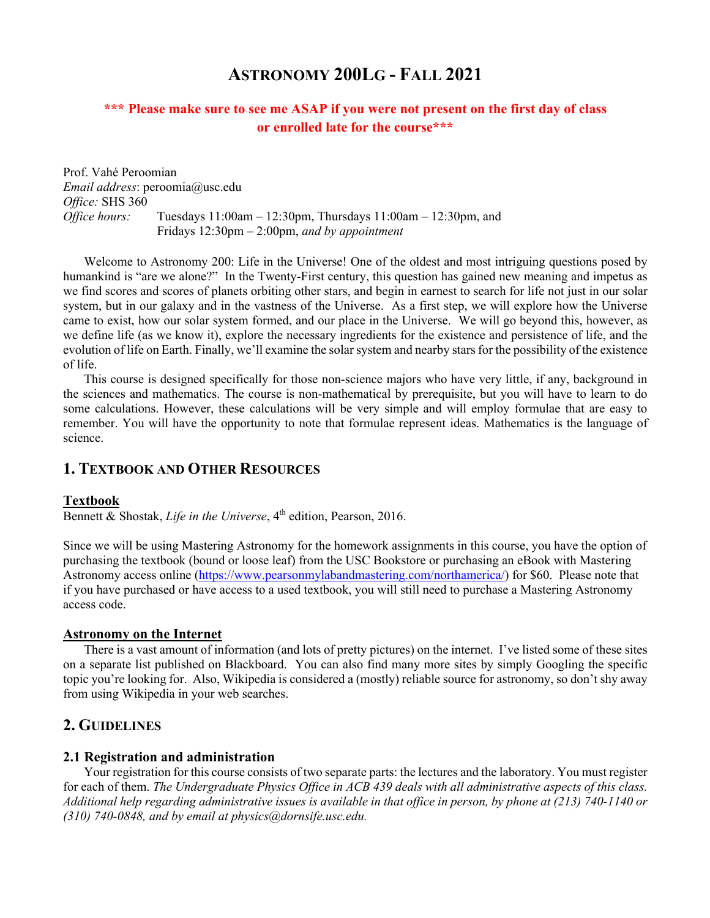# Astronomy 200Lg - Fall 2021

**\*\*\* Please make sure to see me ASAP if you were not present on the first day of class or enrolled late for the course\*\*\***

Prof. Vahé Peroomian
*Email address*: peroomia@usc.edu
*Office:* SHS 360
*Office hours:* Tuesdays 11:00am – 12:30pm, Thursdays 11:00am – 12:30pm, and Fridays 12:30pm – 2:00pm, *and by appointment*

Welcome to Astronomy 200: Life in the Universe! One of the oldest and most intriguing questions posed by humankind is "are we alone?" In the Twenty-First century, this question has gained new meaning and impetus as we find scores and scores of planets orbiting other stars, and begin in earnest to search for life not just in our solar system, but in our galaxy and in the vastness of the Universe. As a first step, we will explore how the Universe came to exist, how our solar system formed, and our place in the Universe. We will go beyond this, however, as we define life (as we know it), explore the necessary ingredients for the existence and persistence of life, and the evolution of life on Earth. Finally, we'll examine the solar system and nearby stars for the possibility of the existence of life.

This course is designed specifically for those non-science majors who have very little, if any, background in the sciences and mathematics. The course is non-mathematical by prerequisite, but you will have to learn to do some calculations. However, these calculations will be very simple and will employ formulae that are easy to remember. You will have the opportunity to note that formulae represent ideas. Mathematics is the language of science.

## 1. Textbook and Other Resources

### Textbook

Bennett & Shostak, *Life in the Universe*, 4th edition, Pearson, 2016.

Since we will be using Mastering Astronomy for the homework assignments in this course, you have the option of purchasing the textbook (bound or loose leaf) from the USC Bookstore or purchasing an eBook with Mastering Astronomy access online (https://www.pearsonmylabandmastering.com/northamerica/) for $60. Please note that if you have purchased or have access to a used textbook, you will still need to purchase a Mastering Astronomy access code.

### Astronomy on the Internet

There is a vast amount of information (and lots of pretty pictures) on the internet. I've listed some of these sites on a separate list published on Blackboard. You can also find many more sites by simply Googling the specific topic you're looking for. Also, Wikipedia is considered a (mostly) reliable source for astronomy, so don't shy away from using Wikipedia in your web searches.

## 2. Guidelines

### 2.1 Registration and administration

Your registration for this course consists of two separate parts: the lectures and the laboratory. You must register for each of them. *The Undergraduate Physics Office in ACB 439 deals with all administrative aspects of this class. Additional help regarding administrative issues is available in that office in person, by phone at (213) 740-1140 or (310) 740-0848, and by email at physics@dornsife.usc.edu.*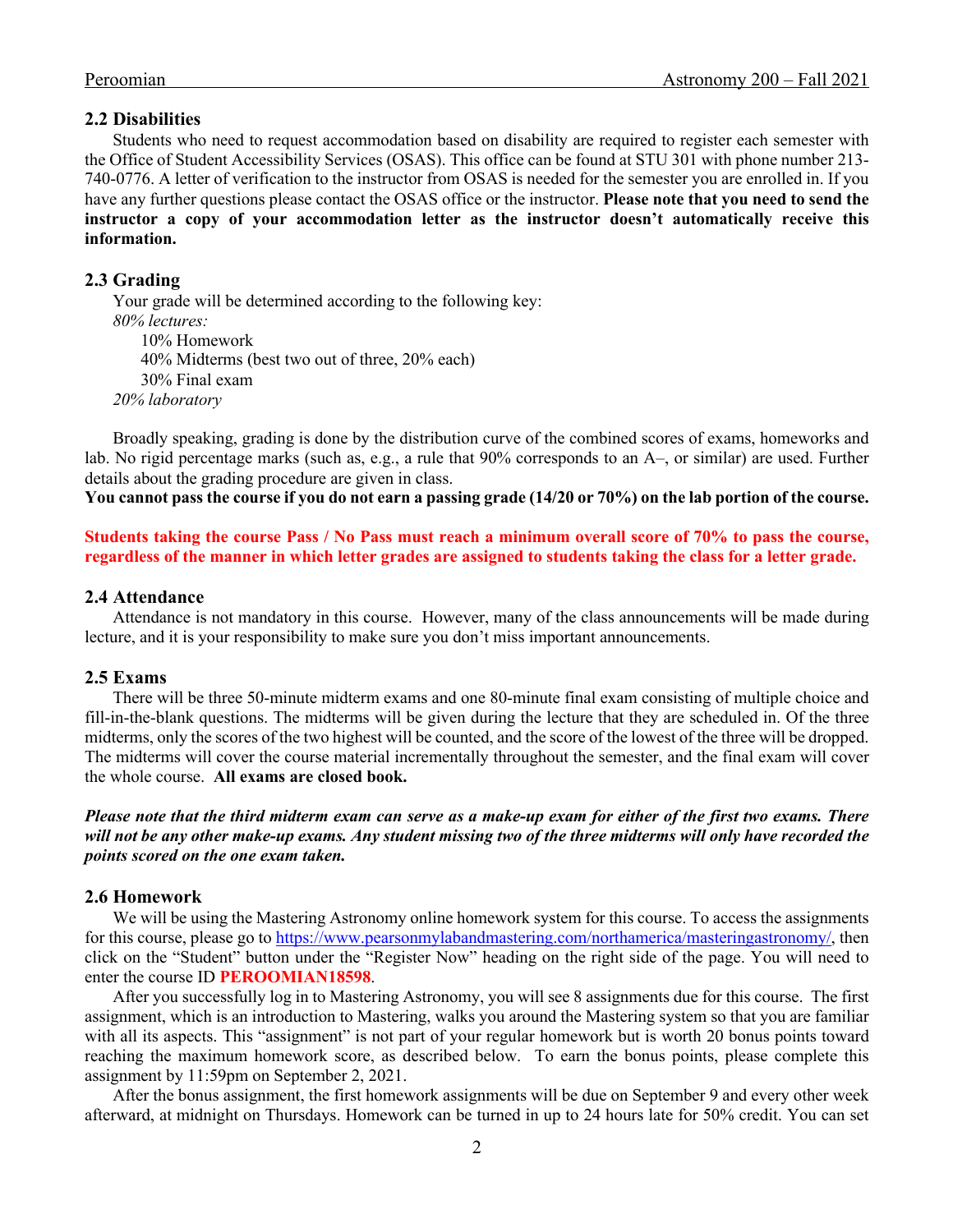### 2.2 Disabilities

Students who need to request accommodation based on disability are required to register each semester with the Office of Student Accessibility Services (OSAS). This office can be found at STU 301 with phone number 213-740-0776. A letter of verification to the instructor from OSAS is needed for the semester you are enrolled in. If you have any further questions please contact the OSAS office or the instructor. **Please note that you need to send the instructor a copy of your accommodation letter as the instructor doesn't automatically receive this information.**

### 2.3 Grading

Your grade will be determined according to the following key:

*80% lectures:*

- 10% Homework
- 40% Midterms (best two out of three, 20% each)
- 30% Final exam

*20% laboratory*

Broadly speaking, grading is done by the distribution curve of the combined scores of exams, homeworks and lab. No rigid percentage marks (such as, e.g., a rule that 90% corresponds to an A–, or similar) are used. Further details about the grading procedure are given in class.

**You cannot pass the course if you do not earn a passing grade (14/20 or 70%) on the lab portion of the course.**

**Students taking the course Pass / No Pass must reach a minimum overall score of 70% to pass the course, regardless of the manner in which letter grades are assigned to students taking the class for a letter grade.**

### 2.4 Attendance

Attendance is not mandatory in this course. However, many of the class announcements will be made during lecture, and it is your responsibility to make sure you don't miss important announcements.

### 2.5 Exams

There will be three 50-minute midterm exams and one 80-minute final exam consisting of multiple choice and fill-in-the-blank questions. The midterms will be given during the lecture that they are scheduled in. Of the three midterms, only the scores of the two highest will be counted, and the score of the lowest of the three will be dropped. The midterms will cover the course material incrementally throughout the semester, and the final exam will cover the whole course. **All exams are closed book.**

***Please note that the third midterm exam can serve as a make-up exam for either of the first two exams. There will not be any other make-up exams. Any student missing two of the three midterms will only have recorded the points scored on the one exam taken.***

### 2.6 Homework

We will be using the Mastering Astronomy online homework system for this course. To access the assignments for this course, please go to https://www.pearsonmylabandmastering.com/northamerica/masteringastronomy/, then click on the "Student" button under the "Register Now" heading on the right side of the page. You will need to enter the course ID **PEROOMIAN18598**.

After you successfully log in to Mastering Astronomy, you will see 8 assignments due for this course. The first assignment, which is an introduction to Mastering, walks you around the Mastering system so that you are familiar with all its aspects. This "assignment" is not part of your regular homework but is worth 20 bonus points toward reaching the maximum homework score, as described below. To earn the bonus points, please complete this assignment by 11:59pm on September 2, 2021.

After the bonus assignment, the first homework assignments will be due on September 9 and every other week afterward, at midnight on Thursdays. Homework can be turned in up to 24 hours late for 50% credit. You can set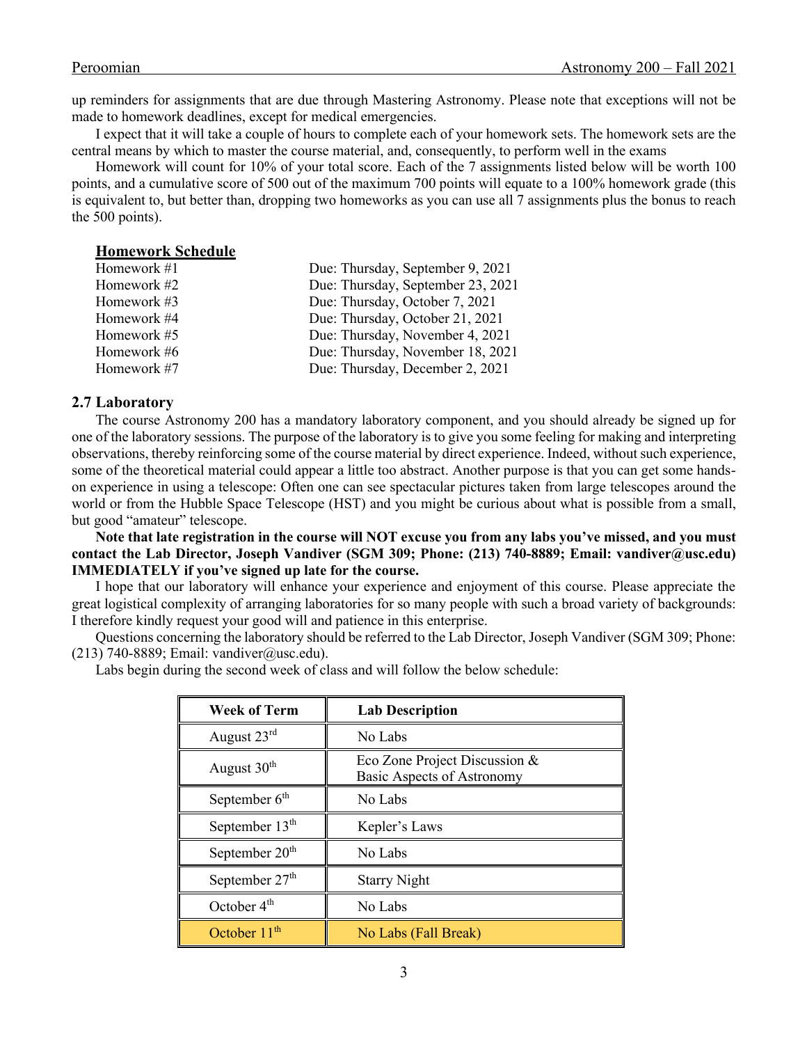up reminders for assignments that are due through Mastering Astronomy. Please note that exceptions will not be made to homework deadlines, except for medical emergencies.

I expect that it will take a couple of hours to complete each of your homework sets. The homework sets are the central means by which to master the course material, and, consequently, to perform well in the exams

Homework will count for 10% of your total score. Each of the 7 assignments listed below will be worth 100 points, and a cumulative score of 500 out of the maximum 700 points will equate to a 100% homework grade (this is equivalent to, but better than, dropping two homeworks as you can use all 7 assignments plus the bonus to reach the 500 points).

**Homework Schedule**

| | |
|---|---|
| Homework #1 | Due: Thursday, September 9, 2021 |
| Homework #2 | Due: Thursday, September 23, 2021 |
| Homework #3 | Due: Thursday, October 7, 2021 |
| Homework #4 | Due: Thursday, October 21, 2021 |
| Homework #5 | Due: Thursday, November 4, 2021 |
| Homework #6 | Due: Thursday, November 18, 2021 |
| Homework #7 | Due: Thursday, December 2, 2021 |

### 2.7 Laboratory

The course Astronomy 200 has a mandatory laboratory component, and you should already be signed up for one of the laboratory sessions. The purpose of the laboratory is to give you some feeling for making and interpreting observations, thereby reinforcing some of the course material by direct experience. Indeed, without such experience, some of the theoretical material could appear a little too abstract. Another purpose is that you can get some hands-on experience in using a telescope: Often one can see spectacular pictures taken from large telescopes around the world or from the Hubble Space Telescope (HST) and you might be curious about what is possible from a small, but good "amateur" telescope.

**Note that late registration in the course will NOT excuse you from any labs you've missed, and you must contact the Lab Director, Joseph Vandiver (SGM 309; Phone: (213) 740-8889; Email: vandiver@usc.edu) IMMEDIATELY if you've signed up late for the course.**

I hope that our laboratory will enhance your experience and enjoyment of this course. Please appreciate the great logistical complexity of arranging laboratories for so many people with such a broad variety of backgrounds: I therefore kindly request your good will and patience in this enterprise.

Questions concerning the laboratory should be referred to the Lab Director, Joseph Vandiver (SGM 309; Phone: (213) 740-8889; Email: vandiver@usc.edu).

Labs begin during the second week of class and will follow the below schedule:

| Week of Term | Lab Description |
|---|---|
| August 23rd | No Labs |
| August 30th | Eco Zone Project Discussion & Basic Aspects of Astronomy |
| September 6th | No Labs |
| September 13th | Kepler's Laws |
| September 20th | No Labs |
| September 27th | Starry Night |
| October 4th | No Labs |
| October 11th | No Labs (Fall Break) |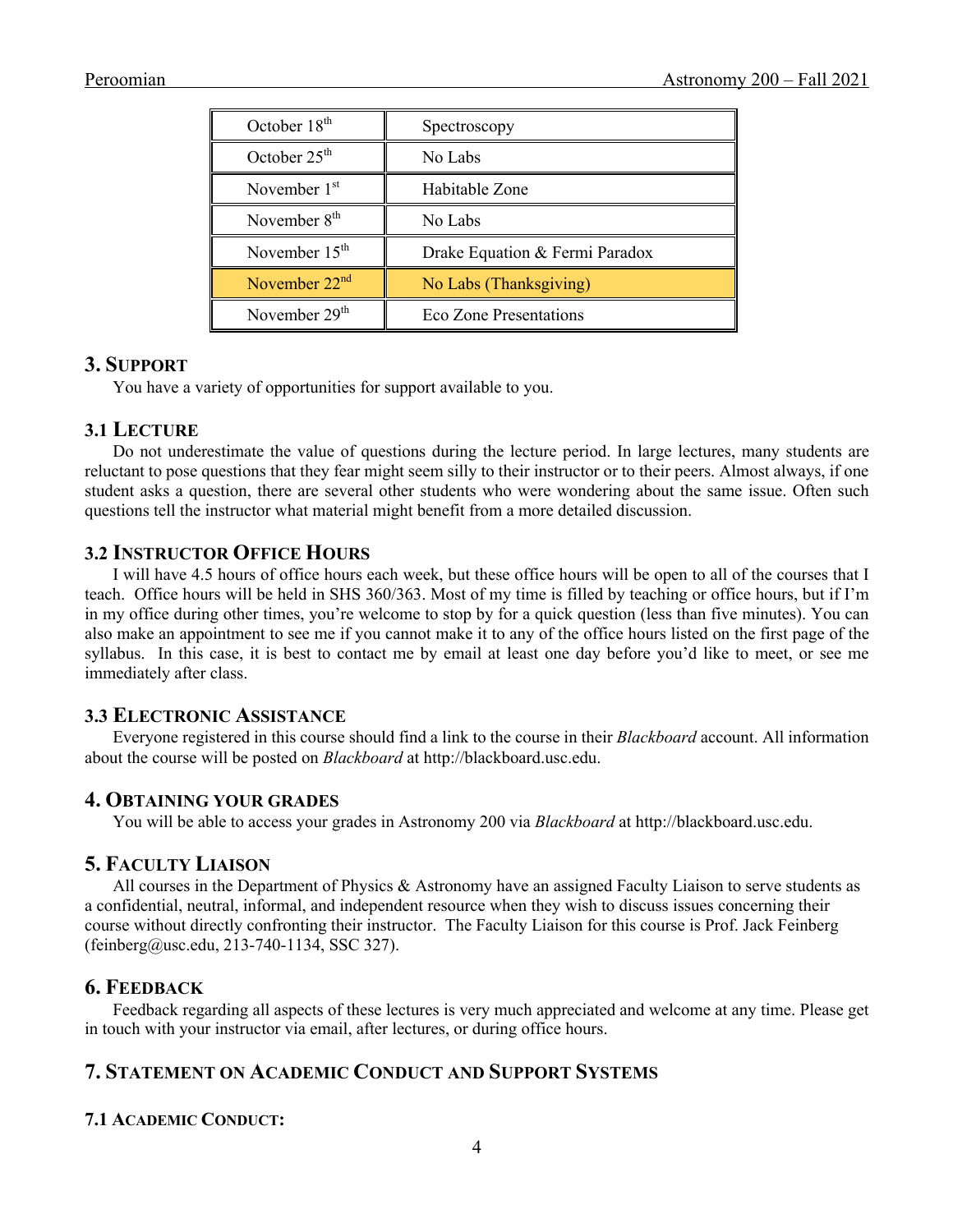| | |
|---|---|
| October 18th | Spectroscopy |
| October 25th | No Labs |
| November 1st | Habitable Zone |
| November 8th | No Labs |
| November 15th | Drake Equation & Fermi Paradox |
| November 22nd | No Labs (Thanksgiving) |
| November 29th | Eco Zone Presentations |

## 3. Support

You have a variety of opportunities for support available to you.

### 3.1 Lecture

Do not underestimate the value of questions during the lecture period. In large lectures, many students are reluctant to pose questions that they fear might seem silly to their instructor or to their peers. Almost always, if one student asks a question, there are several other students who were wondering about the same issue. Often such questions tell the instructor what material might benefit from a more detailed discussion.

### 3.2 Instructor Office Hours

I will have 4.5 hours of office hours each week, but these office hours will be open to all of the courses that I teach. Office hours will be held in SHS 360/363. Most of my time is filled by teaching or office hours, but if I'm in my office during other times, you're welcome to stop by for a quick question (less than five minutes). You can also make an appointment to see me if you cannot make it to any of the office hours listed on the first page of the syllabus. In this case, it is best to contact me by email at least one day before you'd like to meet, or see me immediately after class.

### 3.3 Electronic Assistance

Everyone registered in this course should find a link to the course in their *Blackboard* account. All information about the course will be posted on *Blackboard* at http://blackboard.usc.edu.

## 4. Obtaining your grades

You will be able to access your grades in Astronomy 200 via *Blackboard* at http://blackboard.usc.edu.

## 5. Faculty Liaison

All courses in the Department of Physics & Astronomy have an assigned Faculty Liaison to serve students as a confidential, neutral, informal, and independent resource when they wish to discuss issues concerning their course without directly confronting their instructor. The Faculty Liaison for this course is Prof. Jack Feinberg (feinberg@usc.edu, 213-740-1134, SSC 327).

## 6. Feedback

Feedback regarding all aspects of these lectures is very much appreciated and welcome at any time. Please get in touch with your instructor via email, after lectures, or during office hours.

## 7. Statement on Academic Conduct and Support Systems

### 7.1 Academic Conduct: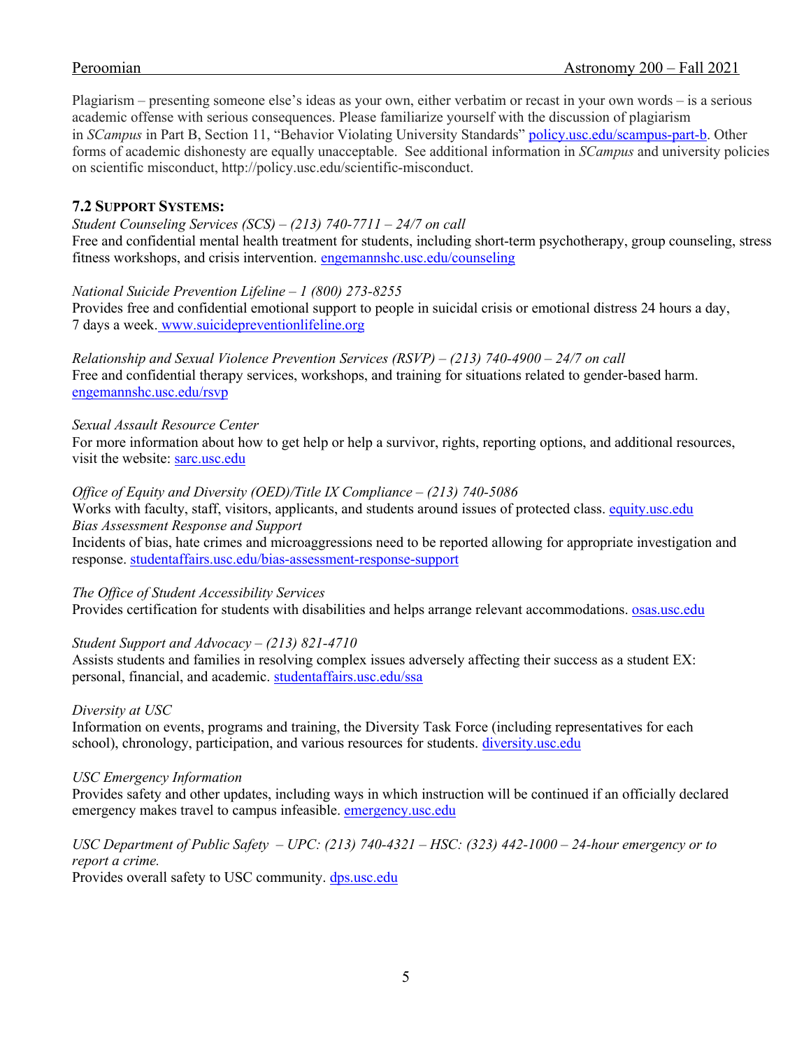Plagiarism – presenting someone else's ideas as your own, either verbatim or recast in your own words – is a serious academic offense with serious consequences. Please familiarize yourself with the discussion of plagiarism in *SCampus* in Part B, Section 11, "Behavior Violating University Standards" [policy.usc.edu/scampus-part-b](policy.usc.edu/scampus-part-b). Other forms of academic dishonesty are equally unacceptable. See additional information in *SCampus* and university policies on scientific misconduct, http://policy.usc.edu/scientific-misconduct.

### 7.2 Support Systems:

*Student Counseling Services (SCS) – (213) 740-7711 – 24/7 on call*
Free and confidential mental health treatment for students, including short-term psychotherapy, group counseling, stress fitness workshops, and crisis intervention. [engemannshc.usc.edu/counseling](engemannshc.usc.edu/counseling)

*National Suicide Prevention Lifeline – 1 (800) 273-8255*
Provides free and confidential emotional support to people in suicidal crisis or emotional distress 24 hours a day, 7 days a week. [www.suicidepreventionlifeline.org](www.suicidepreventionlifeline.org)

*Relationship and Sexual Violence Prevention Services (RSVP) – (213) 740-4900 – 24/7 on call*
Free and confidential therapy services, workshops, and training for situations related to gender-based harm. [engemannshc.usc.edu/rsvp](engemannshc.usc.edu/rsvp)

*Sexual Assault Resource Center*
For more information about how to get help or help a survivor, rights, reporting options, and additional resources, visit the website: [sarc.usc.edu](sarc.usc.edu)

*Office of Equity and Diversity (OED)/Title IX Compliance – (213) 740-5086*
Works with faculty, staff, visitors, applicants, and students around issues of protected class. [equity.usc.edu](equity.usc.edu)
*Bias Assessment Response and Support*
Incidents of bias, hate crimes and microaggressions need to be reported allowing for appropriate investigation and response. [studentaffairs.usc.edu/bias-assessment-response-support](studentaffairs.usc.edu/bias-assessment-response-support)

*The Office of Student Accessibility Services*
Provides certification for students with disabilities and helps arrange relevant accommodations. [osas.usc.edu](osas.usc.edu)

*Student Support and Advocacy – (213) 821-4710*
Assists students and families in resolving complex issues adversely affecting their success as a student EX: personal, financial, and academic. [studentaffairs.usc.edu/ssa](studentaffairs.usc.edu/ssa)

*Diversity at USC*
Information on events, programs and training, the Diversity Task Force (including representatives for each school), chronology, participation, and various resources for students. [diversity.usc.edu](diversity.usc.edu)

*USC Emergency Information*
Provides safety and other updates, including ways in which instruction will be continued if an officially declared emergency makes travel to campus infeasible. [emergency.usc.edu](emergency.usc.edu)

*USC Department of Public Safety – UPC: (213) 740-4321 – HSC: (323) 442-1000 – 24-hour emergency or to report a crime.*
Provides overall safety to USC community. [dps.usc.edu](dps.usc.edu)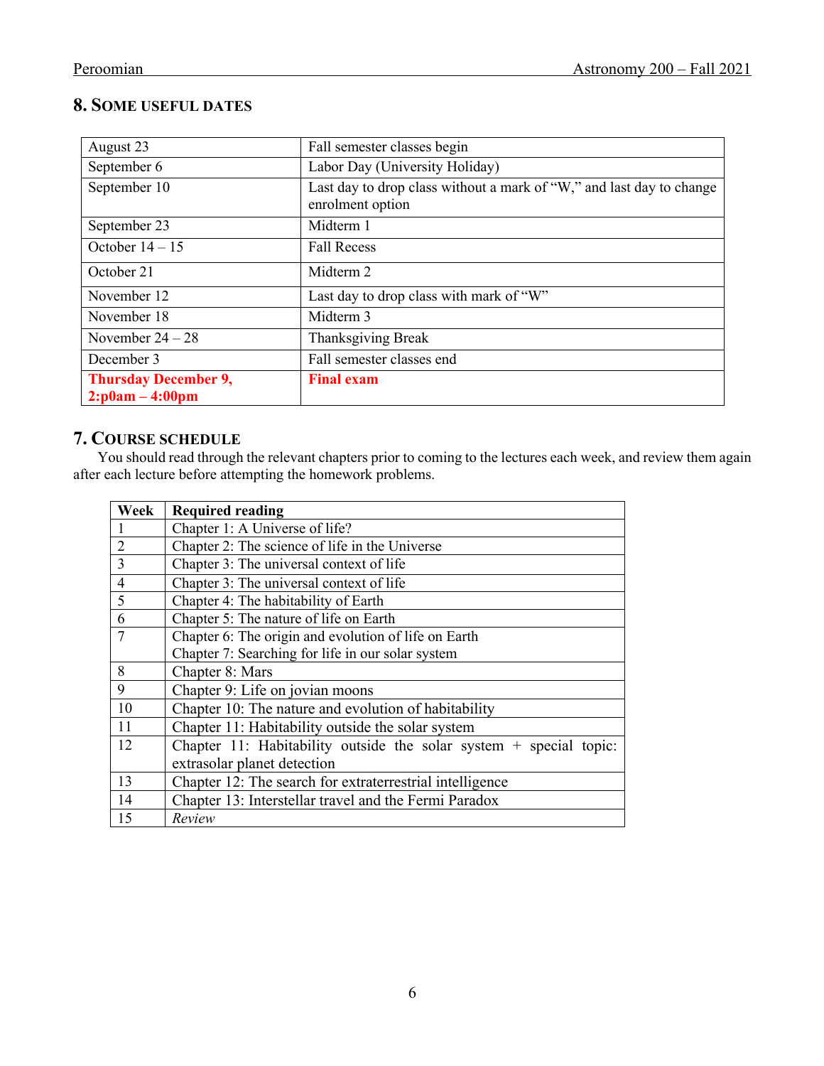## 8. Some useful dates

| | |
|---|---|
| August 23 | Fall semester classes begin |
| September 6 | Labor Day (University Holiday) |
| September 10 | Last day to drop class without a mark of “W,” and last day to change enrolment option |
| September 23 | Midterm 1 |
| October 14 – 15 | Fall Recess |
| October 21 | Midterm 2 |
| November 12 | Last day to drop class with mark of “W” |
| November 18 | Midterm 3 |
| November 24 – 28 | Thanksgiving Break |
| December 3 | Fall semester classes end |
| **Thursday December 9, 2:p0am – 4:00pm** | **Final exam** |

## 7. Course schedule

You should read through the relevant chapters prior to coming to the lectures each week, and review them again after each lecture before attempting the homework problems.

| Week | Required reading |
|---|---|
| 1 | Chapter 1: A Universe of life? |
| 2 | Chapter 2: The science of life in the Universe |
| 3 | Chapter 3: The universal context of life |
| 4 | Chapter 3: The universal context of life |
| 5 | Chapter 4: The habitability of Earth |
| 6 | Chapter 5: The nature of life on Earth |
| 7 | Chapter 6: The origin and evolution of life on Earth<br>Chapter 7: Searching for life in our solar system |
| 8 | Chapter 8: Mars |
| 9 | Chapter 9: Life on jovian moons |
| 10 | Chapter 10: The nature and evolution of habitability |
| 11 | Chapter 11: Habitability outside the solar system |
| 12 | Chapter 11: Habitability outside the solar system + special topic: extrasolar planet detection |
| 13 | Chapter 12: The search for extraterrestrial intelligence |
| 14 | Chapter 13: Interstellar travel and the Fermi Paradox |
| 15 | *Review* |